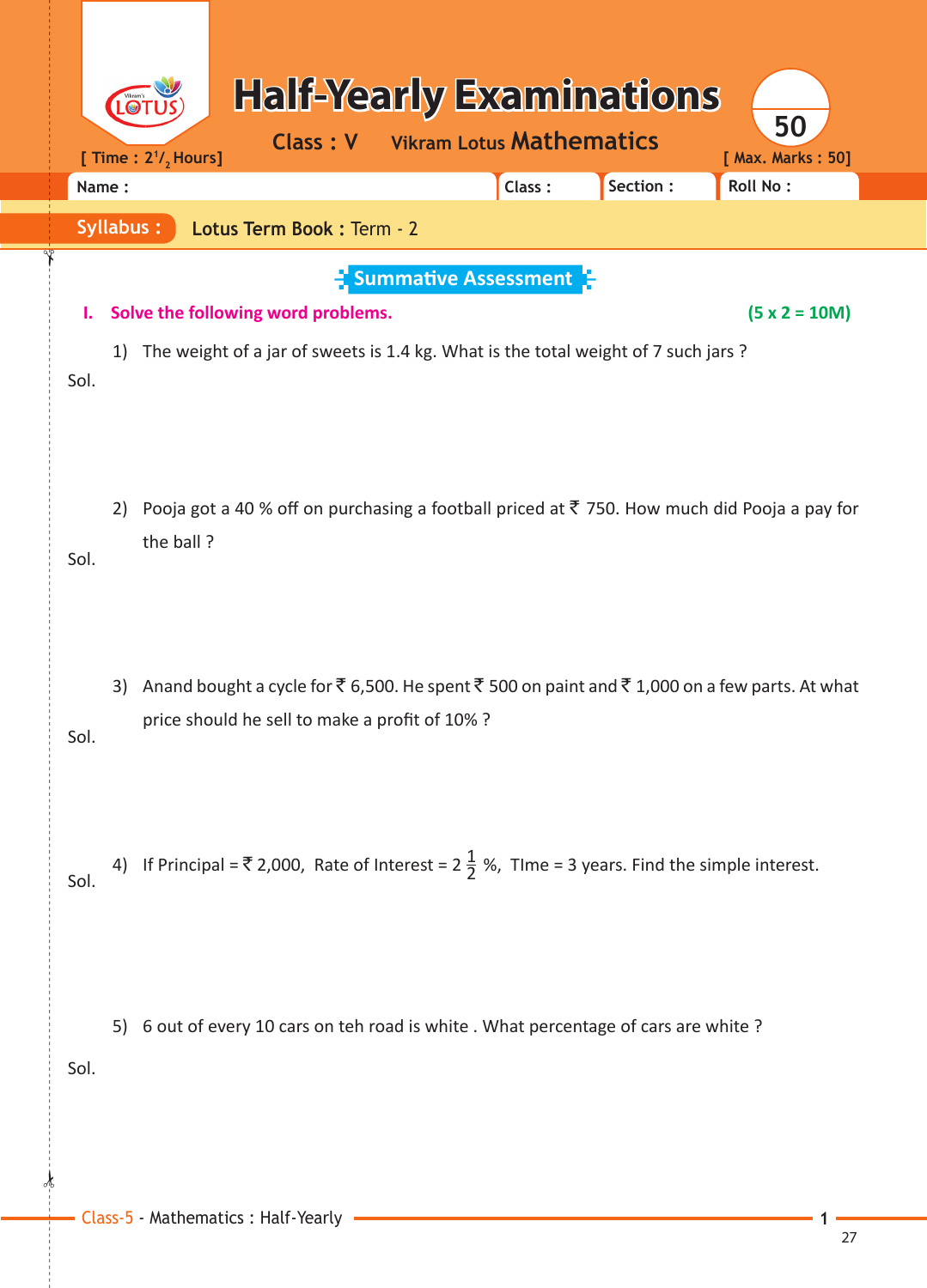# Half-Yearly Examinations

**Class : V** Vikram Lotus **Mathematics**

[ Time : $2^1/_2$ Hours] [ Max. Marks : 50]

Name : | Class : | Section : | Roll No :

**Syllabus :** **Lotus Term Book :** Term - 2

## Summative Assessment

**I. Solve the following word problems.** **(5 x 2 = 10M)**

1) The weight of a jar of sweets is 1.4 kg. What is the total weight of 7 such jars ?

Sol.

2) Pooja got a 40 % off on purchasing a football priced at ₹ 750. How much did Pooja a pay for the ball ?

Sol.

3) Anand bought a cycle for ₹ 6,500. He spent ₹ 500 on paint and ₹ 1,000 on a few parts. At what price should he sell to make a profit of 10% ?

Sol.

4) If Principal = ₹ 2,000, Rate of Interest = $2\frac{1}{2}$ %, TIme = 3 years. Find the simple interest.

Sol.

5) 6 out of every 10 cars on teh road is white . What percentage of cars are white ?

Sol.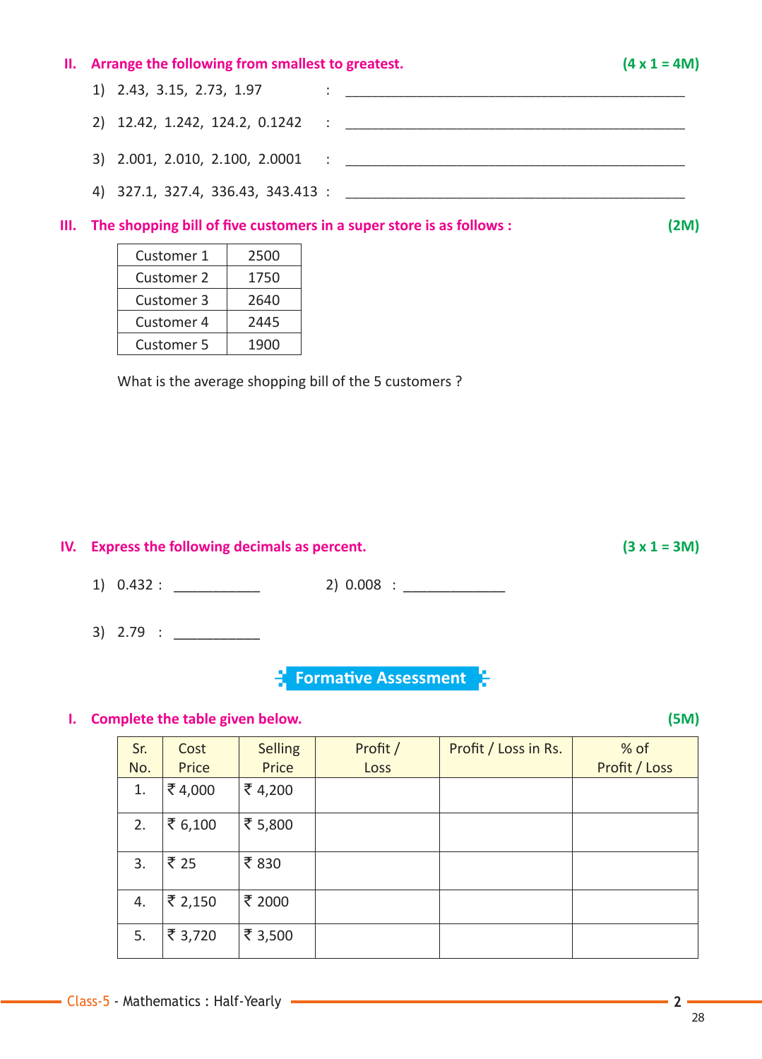## II. Arrange the following from smallest to greatest. (4 x 1 = 4M)

1) 2.43, 3.15, 2.73, 1.97 : ______________________________

2) 12.42, 1.242, 124.2, 0.1242 : ______________________________

3) 2.001, 2.010, 2.100, 2.0001 : ______________________________

4) 327.1, 327.4, 336.43, 343.413 : ______________________________

## III. The shopping bill of five customers in a super store is as follows : (2M)

| Customer 1 | 2500 |
|---|---|
| Customer 2 | 1750 |
| Customer 3 | 2640 |
| Customer 4 | 2445 |
| Customer 5 | 1900 |

What is the average shopping bill of the 5 customers ?

## IV. Express the following decimals as percent. (3 x 1 = 3M)

1) 0.432 : ___________ 2) 0.008 : _____________

3) 2.79 : ___________

# Formative Assessment

## I. Complete the table given below. (5M)

| Sr. No. | Cost Price | Selling Price | Profit / Loss | Profit / Loss in Rs. | % of Profit / Loss |
|---|---|---|---|---|---|
| 1. | ₹ 4,000 | ₹ 4,200 | | | |
| 2. | ₹ 6,100 | ₹ 5,800 | | | |
| 3. | ₹ 25 | ₹ 830 | | | |
| 4. | ₹ 2,150 | ₹ 2000 | | | |
| 5. | ₹ 3,720 | ₹ 3,500 | | | |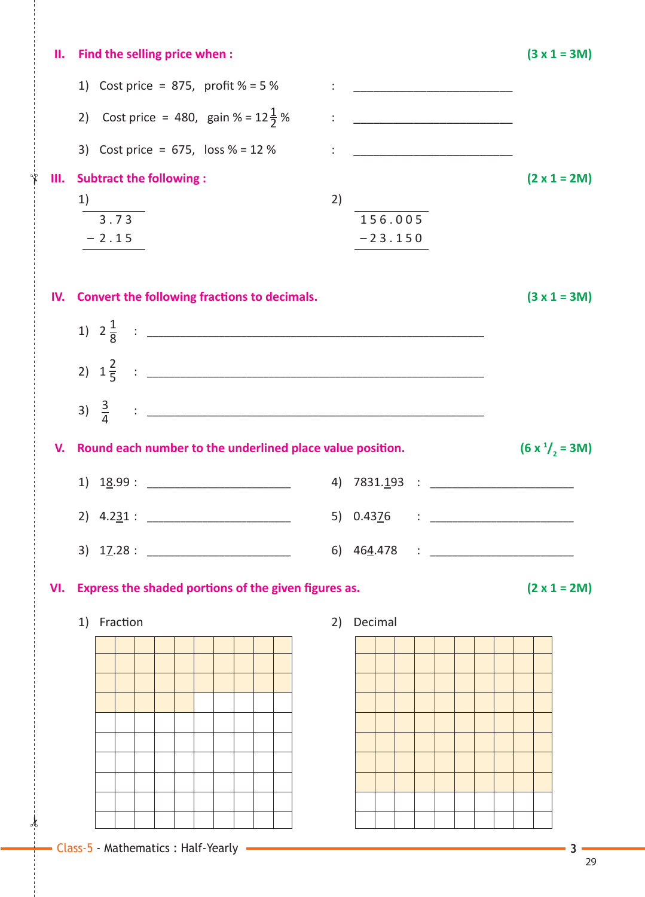## II. Find the selling price when : (3 x 1 = 3M)

1) Cost price = 875, profit % = 5 % : ____________________

2) Cost price = 480, gain % = $12\frac{1}{2}$ % : ____________________

3) Cost price = 675, loss % = 12 % : ____________________

## III. Subtract the following : (2 x 1 = 2M)

1)

$$\begin{array}{r} 3.73 \\ -\ 2.15 \\ \hline \end{array}$$

2)

$$\begin{array}{r} 156.005 \\ -\ 23.150 \\ \hline \end{array}$$

## IV. Convert the following fractions to decimals. (3 x 1 = 3M)

1) $2\frac{1}{8}$ : ____________________

2) $1\frac{2}{5}$ : ____________________

3) $\frac{3}{4}$ : ____________________

## V. Round each number to the underlined place value position. ($6 \times \frac{1}{2} = 3$M)

1) 1<u>8</u>.99 : ____________________

2) 4.2<u>3</u>1 : ____________________

3) 1<u>7</u>.28 : ____________________

4) 7831.1<u>9</u>3 : ____________________

5) 0.43<u>7</u>6 : ____________________

6) 46<u>4</u>.478 : ____________________

## VI. Express the shaded portions of the given figures as. (2 x 1 = 2M)

1) Fraction

2) Decimal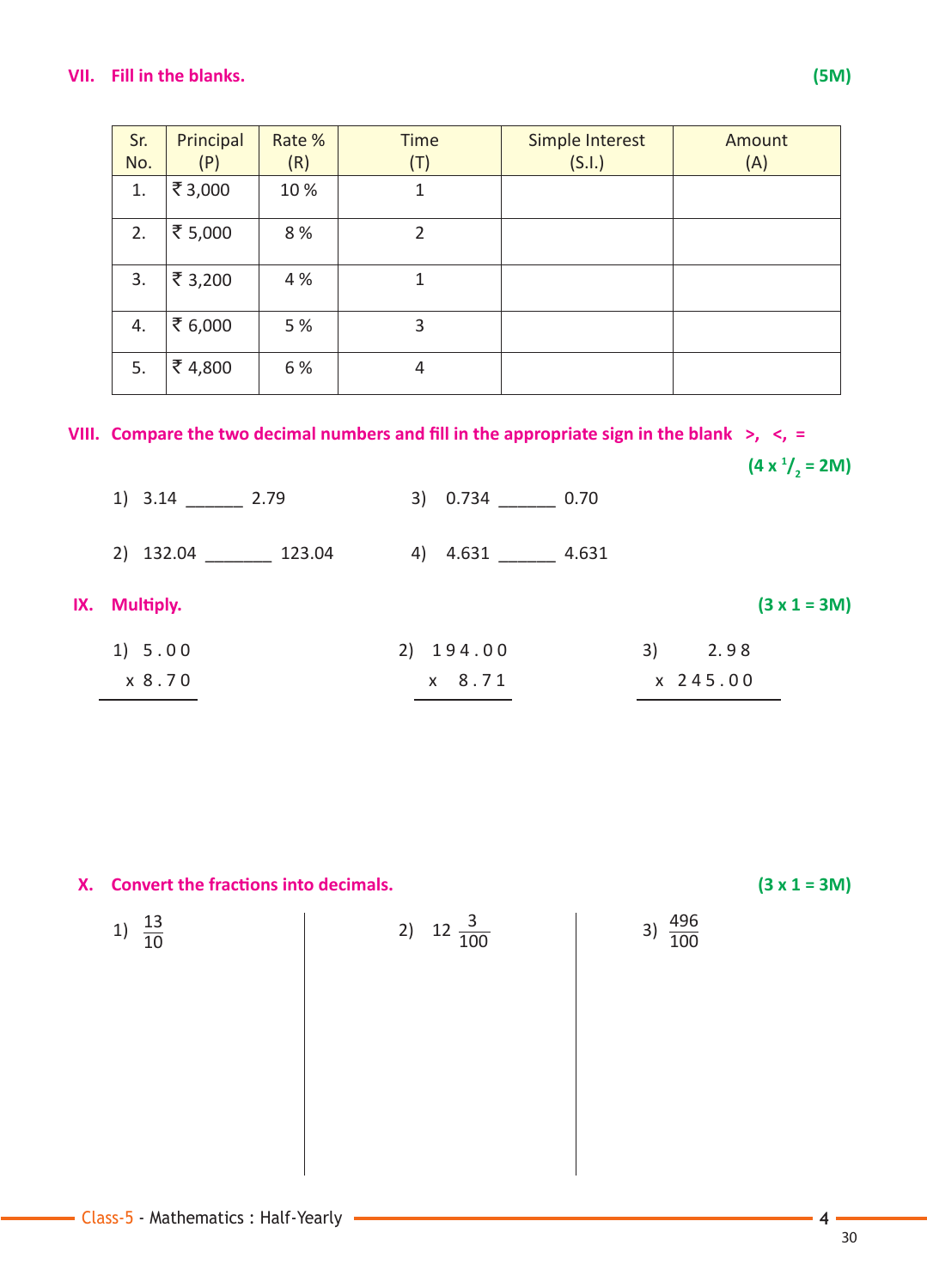## VII. Fill in the blanks. (5M)

| Sr. No. | Principal (P) | Rate % (R) | Time (T) | Simple Interest (S.I.) | Amount (A) |
|---|---|---|---|---|---|
| 1. | ₹ 3,000 | 10 % | 1 | | |
| 2. | ₹ 5,000 | 8 % | 2 | | |
| 3. | ₹ 3,200 | 4 % | 1 | | |
| 4. | ₹ 6,000 | 5 % | 3 | | |
| 5. | ₹ 4,800 | 6 % | 4 | | |

## VIII. Compare the two decimal numbers and fill in the appropriate sign in the blank >, <, =

($4 \times {}^{1}/_{2} = 2$M)

1) 3.14 ______ 2.79

2) 132.04 _______ 123.04

3) 0.734 ______ 0.70

4) 4.631 ______ 4.631

## IX. Multiply. (3 x 1 = 3M)

1)
```
  5.00
x 8.70
------
```

2)
```
  194.00
x   8.71
--------
```

3)
```
     2.98
x  245.00
---------
```

## X. Convert the fractions into decimals. (3 x 1 = 3M)

1) $\frac{13}{10}$

2) $12\frac{3}{100}$

3) $\frac{496}{100}$